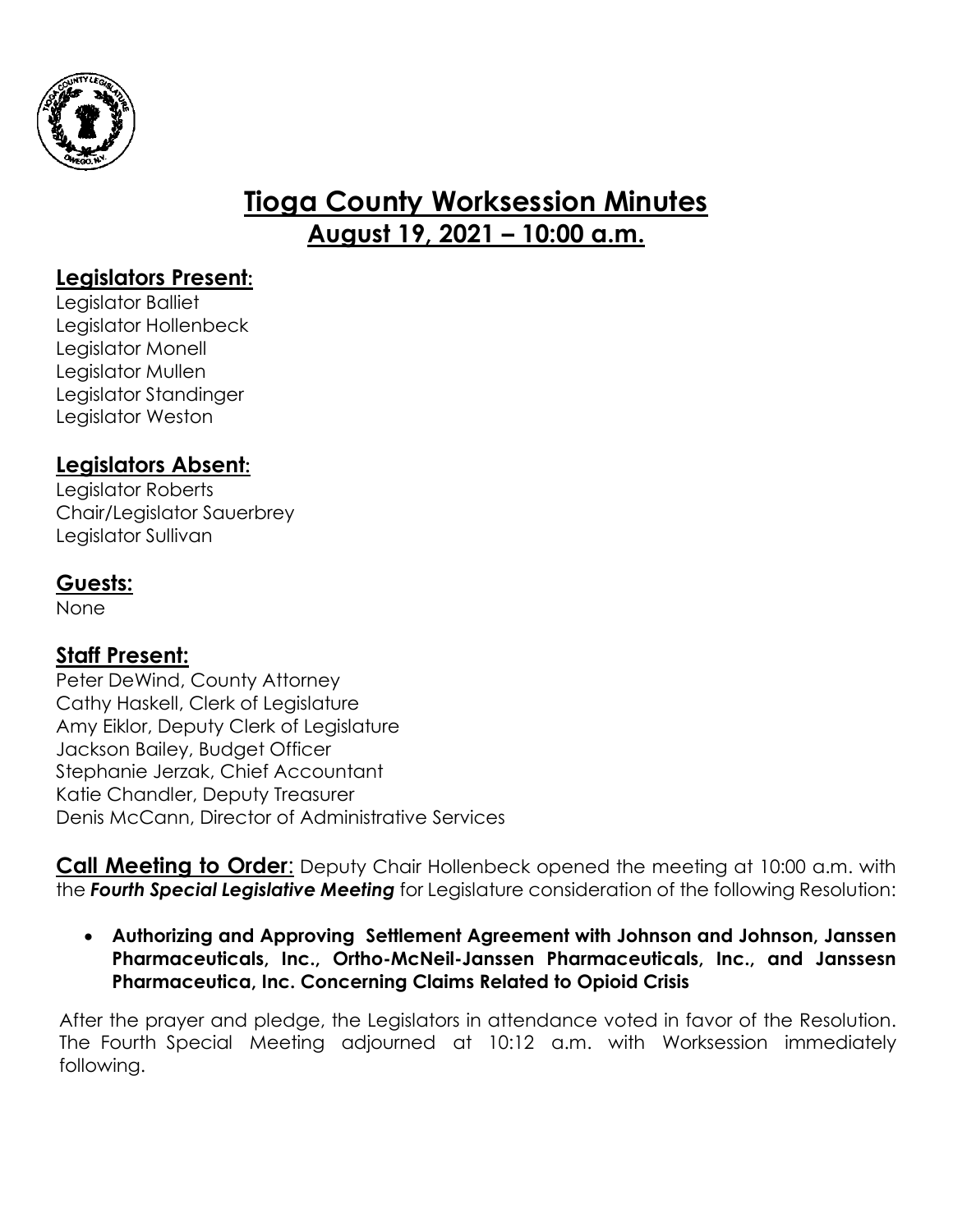# Tioga County Worksession Minutes

## August 19, 2021 – 10:00 a.m.

### Legislators Present:

Legislator Balliet
Legislator Hollenbeck
Legislator Monell
Legislator Mullen
Legislator Standinger
Legislator Weston

### Legislators Absent:

Legislator Roberts
Chair/Legislator Sauerbrey
Legislator Sullivan

### Guests:

None

### Staff Present:

Peter DeWind, County Attorney
Cathy Haskell, Clerk of Legislature
Amy Eiklor, Deputy Clerk of Legislature
Jackson Bailey, Budget Officer
Stephanie Jerzak, Chief Accountant
Katie Chandler, Deputy Treasurer
Denis McCann, Director of Administrative Services

**Call Meeting to Order**: Deputy Chair Hollenbeck opened the meeting at 10:00 a.m. with the ***Fourth Special Legislative Meeting*** for Legislature consideration of the following Resolution:

- **Authorizing and Approving Settlement Agreement with Johnson and Johnson, Janssen Pharmaceuticals, Inc., Ortho-McNeil-Janssen Pharmaceuticals, Inc., and Janssesn Pharmaceutica, Inc. Concerning Claims Related to Opioid Crisis**

After the prayer and pledge, the Legislators in attendance voted in favor of the Resolution. The Fourth Special Meeting adjourned at 10:12 a.m. with Worksession immediately following.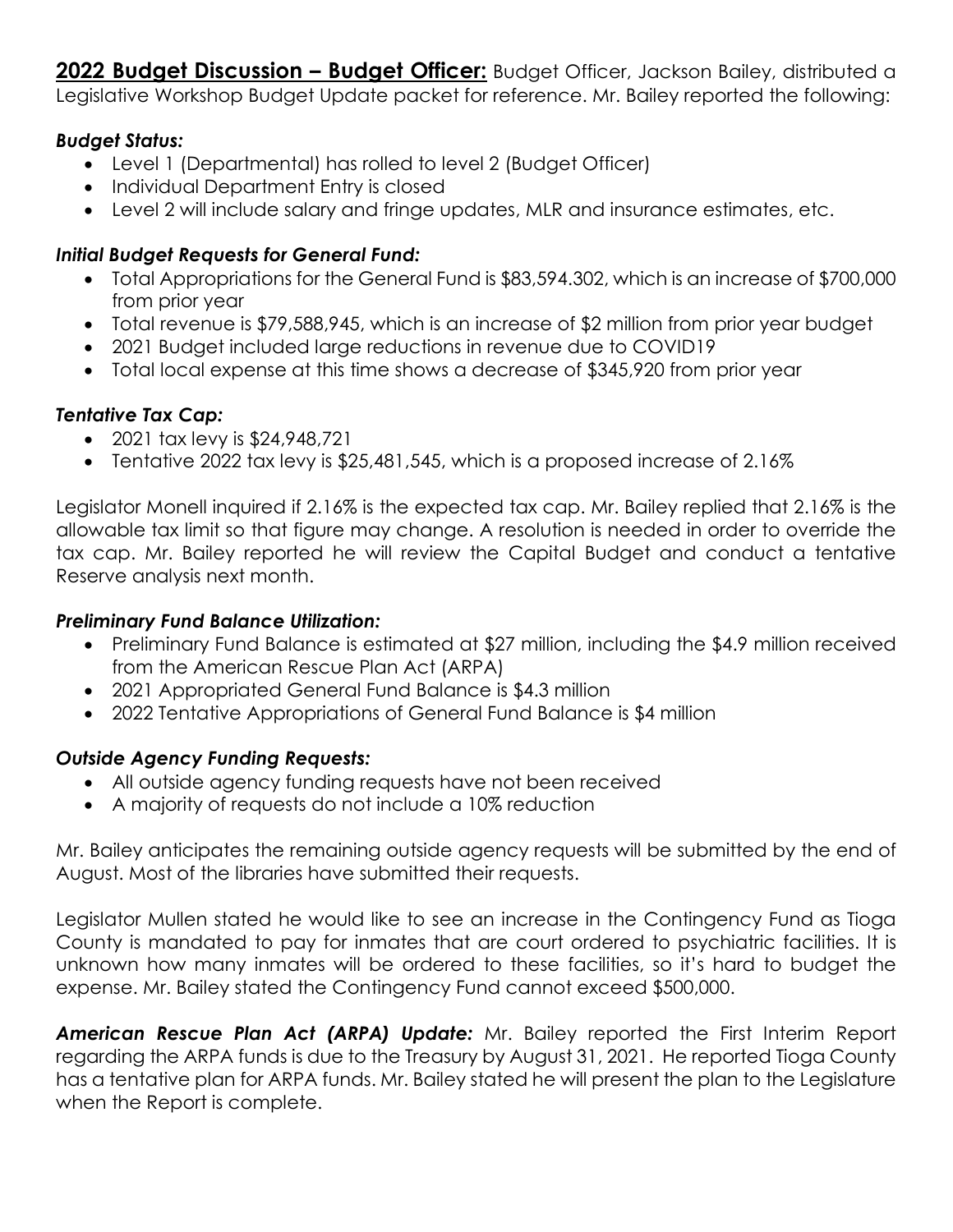**2022 Budget Discussion – Budget Officer:** Budget Officer, Jackson Bailey, distributed a Legislative Workshop Budget Update packet for reference. Mr. Bailey reported the following:

***Budget Status:***

- Level 1 (Departmental) has rolled to level 2 (Budget Officer)
- Individual Department Entry is closed
- Level 2 will include salary and fringe updates, MLR and insurance estimates, etc.

***Initial Budget Requests for General Fund:***

- Total Appropriations for the General Fund is $83,594.302, which is an increase of $700,000 from prior year
- Total revenue is $79,588,945, which is an increase of $2 million from prior year budget
- 2021 Budget included large reductions in revenue due to COVID19
- Total local expense at this time shows a decrease of $345,920 from prior year

***Tentative Tax Cap:***

- 2021 tax levy is $24,948,721
- Tentative 2022 tax levy is $25,481,545, which is a proposed increase of 2.16%

Legislator Monell inquired if 2.16% is the expected tax cap. Mr. Bailey replied that 2.16% is the allowable tax limit so that figure may change. A resolution is needed in order to override the tax cap. Mr. Bailey reported he will review the Capital Budget and conduct a tentative Reserve analysis next month.

***Preliminary Fund Balance Utilization:***

- Preliminary Fund Balance is estimated at $27 million, including the $4.9 million received from the American Rescue Plan Act (ARPA)
- 2021 Appropriated General Fund Balance is $4.3 million
- 2022 Tentative Appropriations of General Fund Balance is $4 million

***Outside Agency Funding Requests:***

- All outside agency funding requests have not been received
- A majority of requests do not include a 10% reduction

Mr. Bailey anticipates the remaining outside agency requests will be submitted by the end of August. Most of the libraries have submitted their requests.

Legislator Mullen stated he would like to see an increase in the Contingency Fund as Tioga County is mandated to pay for inmates that are court ordered to psychiatric facilities. It is unknown how many inmates will be ordered to these facilities, so it's hard to budget the expense. Mr. Bailey stated the Contingency Fund cannot exceed $500,000.

***American Rescue Plan Act (ARPA) Update:*** Mr. Bailey reported the First Interim Report regarding the ARPA funds is due to the Treasury by August 31, 2021. He reported Tioga County has a tentative plan for ARPA funds. Mr. Bailey stated he will present the plan to the Legislature when the Report is complete.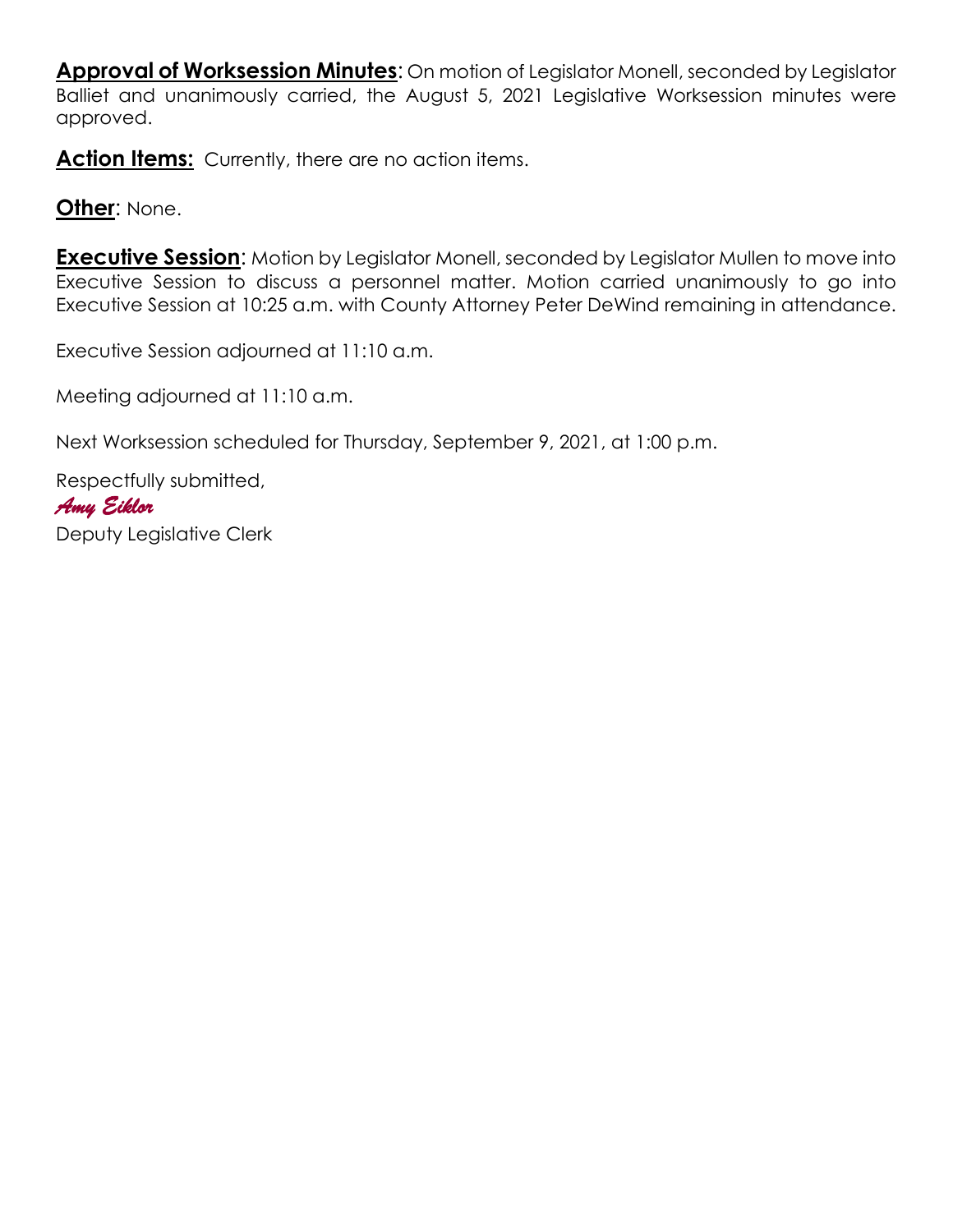**Approval of Worksession Minutes**: On motion of Legislator Monell, seconded by Legislator Balliet and unanimously carried, the August 5, 2021 Legislative Worksession minutes were approved.

**Action Items:** Currently, there are no action items.

**Other**: None.

**Executive Session**: Motion by Legislator Monell, seconded by Legislator Mullen to move into Executive Session to discuss a personnel matter. Motion carried unanimously to go into Executive Session at 10:25 a.m. with County Attorney Peter DeWind remaining in attendance.

Executive Session adjourned at 11:10 a.m.

Meeting adjourned at 11:10 a.m.

Next Worksession scheduled for Thursday, September 9, 2021, at 1:00 p.m.

Respectfully submitted,

*Amy Eiklor*

Deputy Legislative Clerk